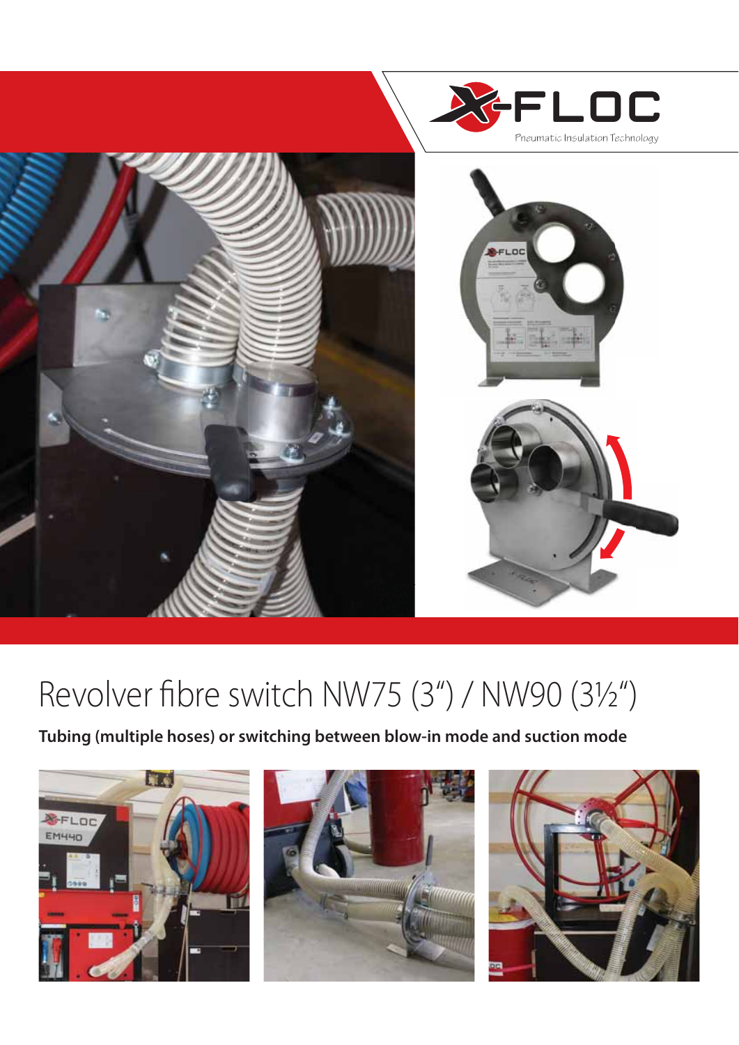X-FLOC

Pneumatic Insulation Technology

# Revolver fibre switch NW75 (3") / NW90 (3½")

**Tubing (multiple hoses) or switching between blow-in mode and suction mode**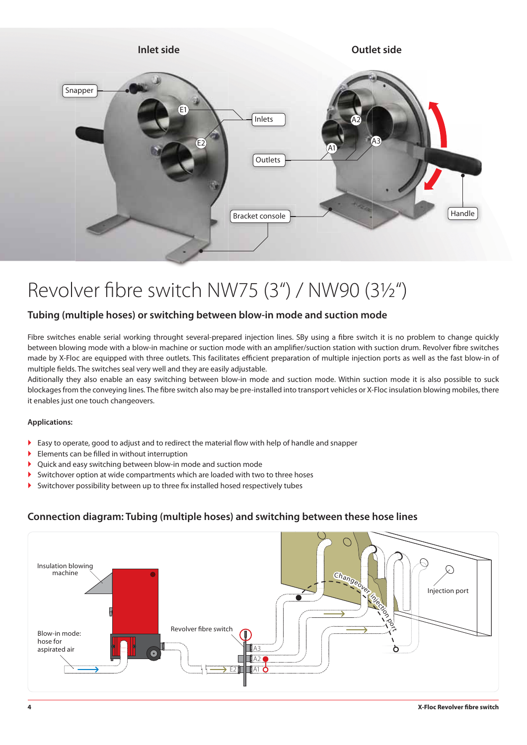# Revolver fibre switch NW75 (3") / NW90 (3½")

## Tubing (multiple hoses) or switching between blow-in mode and suction mode

Fibre switches enable serial working throught several-prepared injection lines. SBy using a fibre switch it is no problem to change quickly between blowing mode with a blow-in machine or suction mode with an amplifier/suction station with suction drum. Revolver fibre switches made by X-Floc are equipped with three outlets. This facilitates efficient preparation of multiple injection ports as well as the fast blow-in of multiple fields. The switches seal very well and they are easily adjustable.
Aditionally they also enable an easy switching between blow-in mode and suction mode. Within suction mode it is also possible to suck blockages from the conveying lines. The fibre switch also may be pre-installed into transport vehicles or X-Floc insulation blowing mobiles, there it enables just one touch changeovers.

**Applications:**

- Easy to operate, good to adjust and to redirect the material flow with help of handle and snapper
- Elements can be filled in without interruption
- Quick and easy switching between blow-in mode and suction mode
- Switchover option at wide compartments which are loaded with two to three hoses
- Switchover possibility between up to three fix installed hosed respectively tubes

## Connection diagram: Tubing (multiple hoses) and switching between these hose lines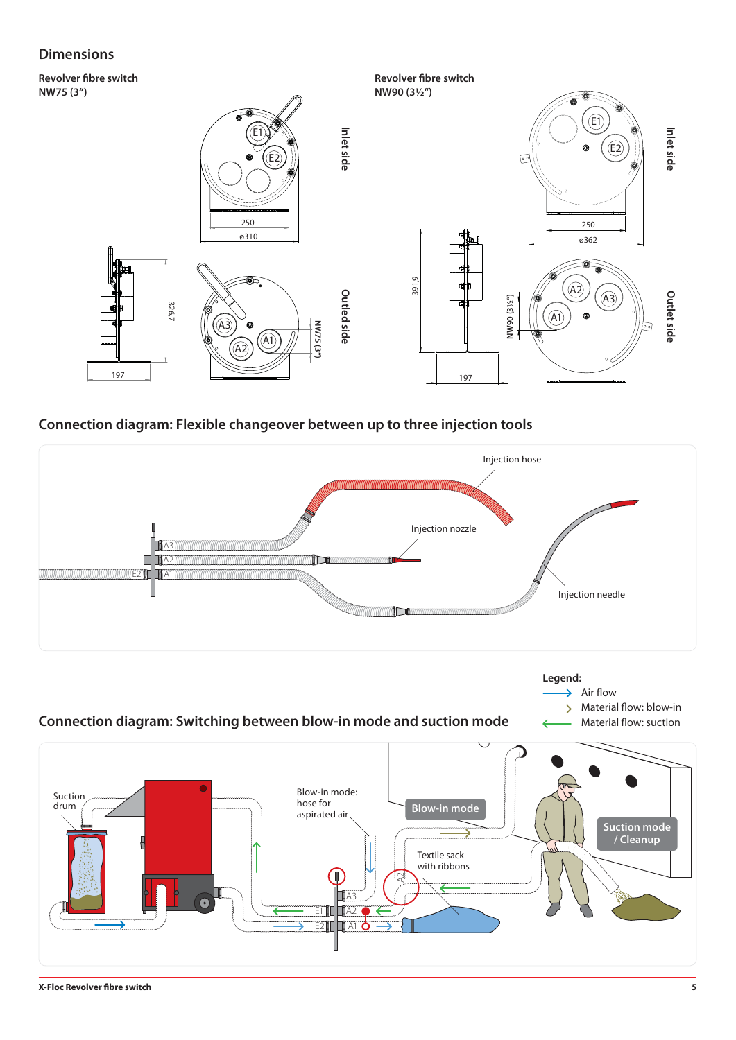## Dimensions

**Revolver fibre switch NW75 (3")**

Inlet side

Outled side

**Revolver fibre switch NW90 (3½")**

Inlet side

Outlet side

## Connection diagram: Flexible changeover between up to three injection tools

Injection hose

Injection nozzle

Injection needle

## Connection diagram: Switching between blow-in mode and suction mode

**Legend:**

- Air flow
- Material flow: blow-in
- Material flow: suction

Suction drum

Blow-in mode: hose for aspirated air

Blow-in mode

Textile sack with ribbons

Suction mode / Cleanup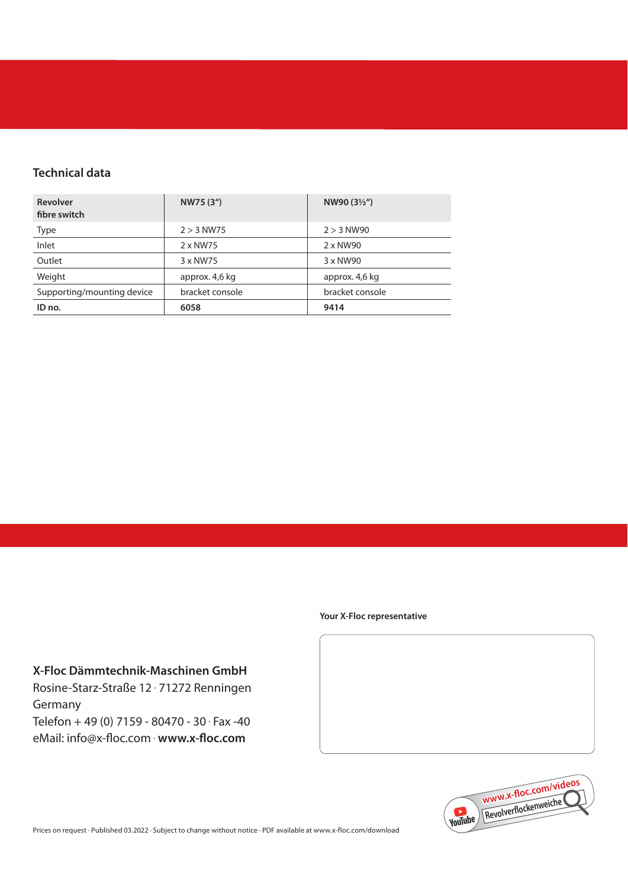## Technical data

| **Revolver fibre switch** | **NW75 (3")** | **NW90 (3½")** |
|---|---|---|
| Type | 2 > 3 NW75 | 2 > 3 NW90 |
| Inlet | 2 x NW75 | 2 x NW90 |
| Outlet | 3 x NW75 | 3 x NW90 |
| Weight | approx. 4,6 kg | approx. 4,6 kg |
| Supporting/mounting device | bracket console | bracket console |
| **ID no.** | **6058** | **9414** |

**Your X-Floc representative**

**X-Floc Dämmtechnik-Maschinen GmbH**
Rosine-Starz-Straße 12 · 71272 Renningen
Germany
Telefon + 49 (0) 7159 - 80470 - 30 · Fax -40
eMail: info@x-floc.com · **www.x-floc.com**

YouTube
www.x-floc.com/videos
Revolverflockenweiche

Prices on request · Published 03.2022 · Subject to change without notice · PDF available at www.x-floc.com/download